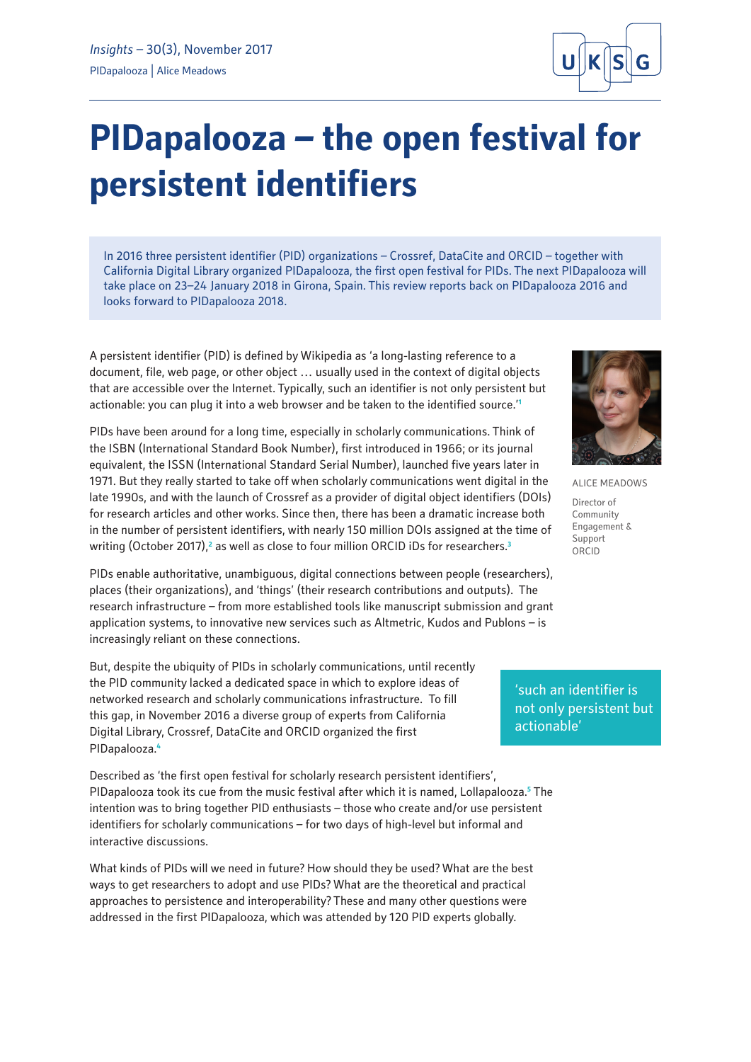# PIDapalooza – the open festival for persistent identifiers

In 2016 three persistent identifier (PID) organizations – Crossref, DataCite and ORCID – together with California Digital Library organized PIDapalooza, the first open festival for PIDs. The next PIDapalooza will take place on 23–24 January 2018 in Girona, Spain. This review reports back on PIDapalooza 2016 and looks forward to PIDapalooza 2018.

ALICE MEADOWS

Director of Community Engagement & Support
ORCID

A persistent identifier (PID) is defined by Wikipedia as 'a long-lasting reference to a document, file, web page, or other object … usually used in the context of digital objects that are accessible over the Internet. Typically, such an identifier is not only persistent but actionable: you can plug it into a web browser and be taken to the identified source.'[1]

PIDs have been around for a long time, especially in scholarly communications. Think of the ISBN (International Standard Book Number), first introduced in 1966; or its journal equivalent, the ISSN (International Standard Serial Number), launched five years later in 1971. But they really started to take off when scholarly communications went digital in the late 1990s, and with the launch of Crossref as a provider of digital object identifiers (DOIs) for research articles and other works. Since then, there has been a dramatic increase both in the number of persistent identifiers, with nearly 150 million DOIs assigned at the time of writing (October 2017),[2] as well as close to four million ORCID iDs for researchers.[3]

PIDs enable authoritative, unambiguous, digital connections between people (researchers), places (their organizations), and 'things' (their research contributions and outputs). The research infrastructure – from more established tools like manuscript submission and grant application systems, to innovative new services such as Altmetric, Kudos and Publons – is increasingly reliant on these connections.

But, despite the ubiquity of PIDs in scholarly communications, until recently the PID community lacked a dedicated space in which to explore ideas of networked research and scholarly communications infrastructure. To fill this gap, in November 2016 a diverse group of experts from California Digital Library, Crossref, DataCite and ORCID organized the first PIDapalooza.[4]

> 'such an identifier is not only persistent but actionable'

Described as 'the first open festival for scholarly research persistent identifiers', PIDapalooza took its cue from the music festival after which it is named, Lollapalooza.[5] The intention was to bring together PID enthusiasts – those who create and/or use persistent identifiers for scholarly communications – for two days of high-level but informal and interactive discussions.

What kinds of PIDs will we need in future? How should they be used? What are the best ways to get researchers to adopt and use PIDs? What are the theoretical and practical approaches to persistence and interoperability? These and many other questions were addressed in the first PIDapalooza, which was attended by 120 PID experts globally.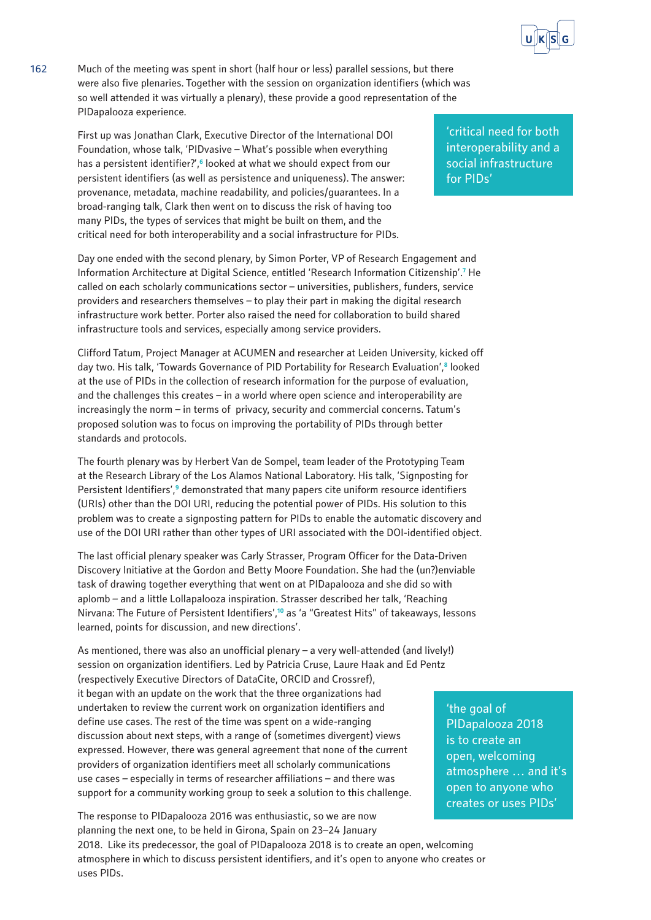Much of the meeting was spent in short (half hour or less) parallel sessions, but there were also five plenaries. Together with the session on organization identifiers (which was so well attended it was virtually a plenary), these provide a good representation of the PIDapalooza experience.

First up was Jonathan Clark, Executive Director of the International DOI Foundation, whose talk, 'PIDvasive – What's possible when everything has a persistent identifier?',[6] looked at what we should expect from our persistent identifiers (as well as persistence and uniqueness). The answer: provenance, metadata, machine readability, and policies/guarantees. In a broad-ranging talk, Clark then went on to discuss the risk of having too many PIDs, the types of services that might be built on them, and the critical need for both interoperability and a social infrastructure for PIDs.

> 'critical need for both interoperability and a social infrastructure for PIDs'

Day one ended with the second plenary, by Simon Porter, VP of Research Engagement and Information Architecture at Digital Science, entitled 'Research Information Citizenship'.[7] He called on each scholarly communications sector – universities, publishers, funders, service providers and researchers themselves – to play their part in making the digital research infrastructure work better. Porter also raised the need for collaboration to build shared infrastructure tools and services, especially among service providers.

Clifford Tatum, Project Manager at ACUMEN and researcher at Leiden University, kicked off day two. His talk, 'Towards Governance of PID Portability for Research Evaluation',[8] looked at the use of PIDs in the collection of research information for the purpose of evaluation, and the challenges this creates – in a world where open science and interoperability are increasingly the norm – in terms of privacy, security and commercial concerns. Tatum's proposed solution was to focus on improving the portability of PIDs through better standards and protocols.

The fourth plenary was by Herbert Van de Sompel, team leader of the Prototyping Team at the Research Library of the Los Alamos National Laboratory. His talk, 'Signposting for Persistent Identifiers',[9] demonstrated that many papers cite uniform resource identifiers (URIs) other than the DOI URI, reducing the potential power of PIDs. His solution to this problem was to create a signposting pattern for PIDs to enable the automatic discovery and use of the DOI URI rather than other types of URI associated with the DOI-identified object.

The last official plenary speaker was Carly Strasser, Program Officer for the Data-Driven Discovery Initiative at the Gordon and Betty Moore Foundation. She had the (un?)enviable task of drawing together everything that went on at PIDapalooza and she did so with aplomb – and a little Lollapalooza inspiration. Strasser described her talk, 'Reaching Nirvana: The Future of Persistent Identifiers',[10] as 'a "Greatest Hits" of takeaways, lessons learned, points for discussion, and new directions'.

As mentioned, there was also an unofficial plenary – a very well-attended (and lively!) session on organization identifiers. Led by Patricia Cruse, Laure Haak and Ed Pentz (respectively Executive Directors of DataCite, ORCID and Crossref), it began with an update on the work that the three organizations had undertaken to review the current work on organization identifiers and define use cases. The rest of the time was spent on a wide-ranging discussion about next steps, with a range of (sometimes divergent) views expressed. However, there was general agreement that none of the current providers of organization identifiers meet all scholarly communications use cases – especially in terms of researcher affiliations – and there was support for a community working group to seek a solution to this challenge.

> 'the goal of PIDapalooza 2018 is to create an open, welcoming atmosphere … and it's open to anyone who creates or uses PIDs'

The response to PIDapalooza 2016 was enthusiastic, so we are now planning the next one, to be held in Girona, Spain on 23–24 January 2018. Like its predecessor, the goal of PIDapalooza 2018 is to create an open, welcoming atmosphere in which to discuss persistent identifiers, and it's open to anyone who creates or uses PIDs.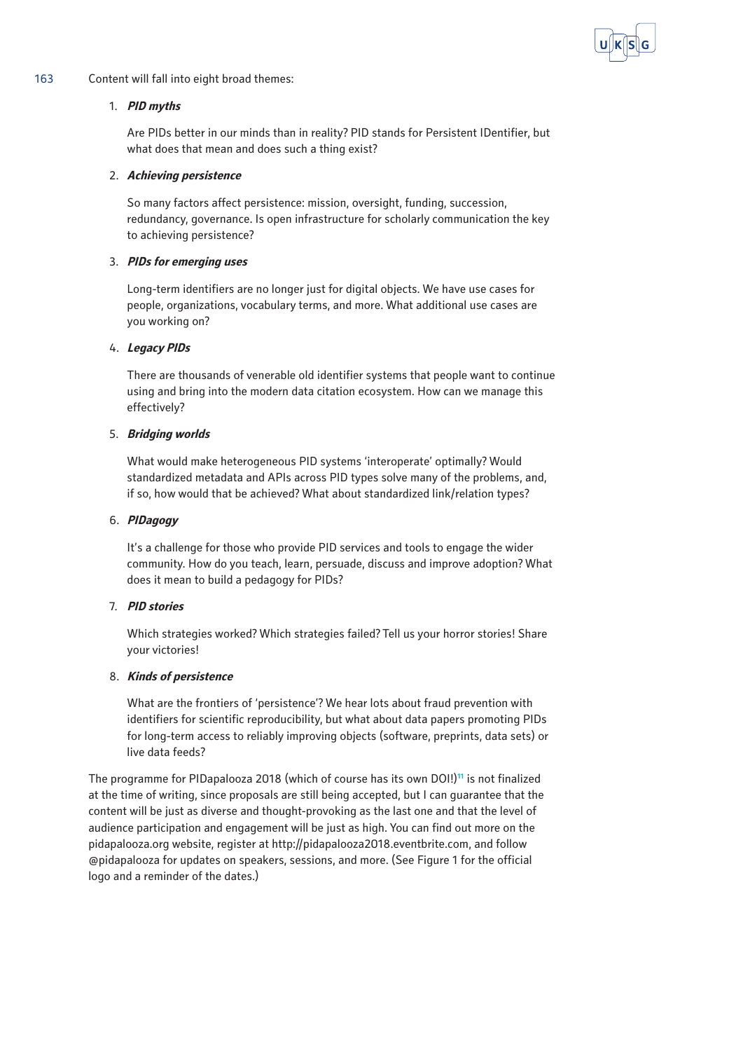Content will fall into eight broad themes:

1. ***PID myths***

   Are PIDs better in our minds than in reality? PID stands for Persistent IDentifier, but what does that mean and does such a thing exist?

2. ***Achieving persistence***

   So many factors affect persistence: mission, oversight, funding, succession, redundancy, governance. Is open infrastructure for scholarly communication the key to achieving persistence?

3. ***PIDs for emerging uses***

   Long-term identifiers are no longer just for digital objects. We have use cases for people, organizations, vocabulary terms, and more. What additional use cases are you working on?

4. ***Legacy PIDs***

   There are thousands of venerable old identifier systems that people want to continue using and bring into the modern data citation ecosystem. How can we manage this effectively?

5. ***Bridging worlds***

   What would make heterogeneous PID systems 'interoperate' optimally? Would standardized metadata and APIs across PID types solve many of the problems, and, if so, how would that be achieved? What about standardized link/relation types?

6. ***PIDagogy***

   It's a challenge for those who provide PID services and tools to engage the wider community. How do you teach, learn, persuade, discuss and improve adoption? What does it mean to build a pedagogy for PIDs?

7. ***PID stories***

   Which strategies worked? Which strategies failed? Tell us your horror stories! Share your victories!

8. ***Kinds of persistence***

   What are the frontiers of 'persistence'? We hear lots about fraud prevention with identifiers for scientific reproducibility, but what about data papers promoting PIDs for long-term access to reliably improving objects (software, preprints, data sets) or live data feeds?

The programme for PIDapalooza 2018 (which of course has its own DOI!)[11] is not finalized at the time of writing, since proposals are still being accepted, but I can guarantee that the content will be just as diverse and thought-provoking as the last one and that the level of audience participation and engagement will be just as high. You can find out more on the pidapalooza.org website, register at http://pidapalooza2018.eventbrite.com, and follow @pidapalooza for updates on speakers, sessions, and more. (See Figure 1 for the official logo and a reminder of the dates.)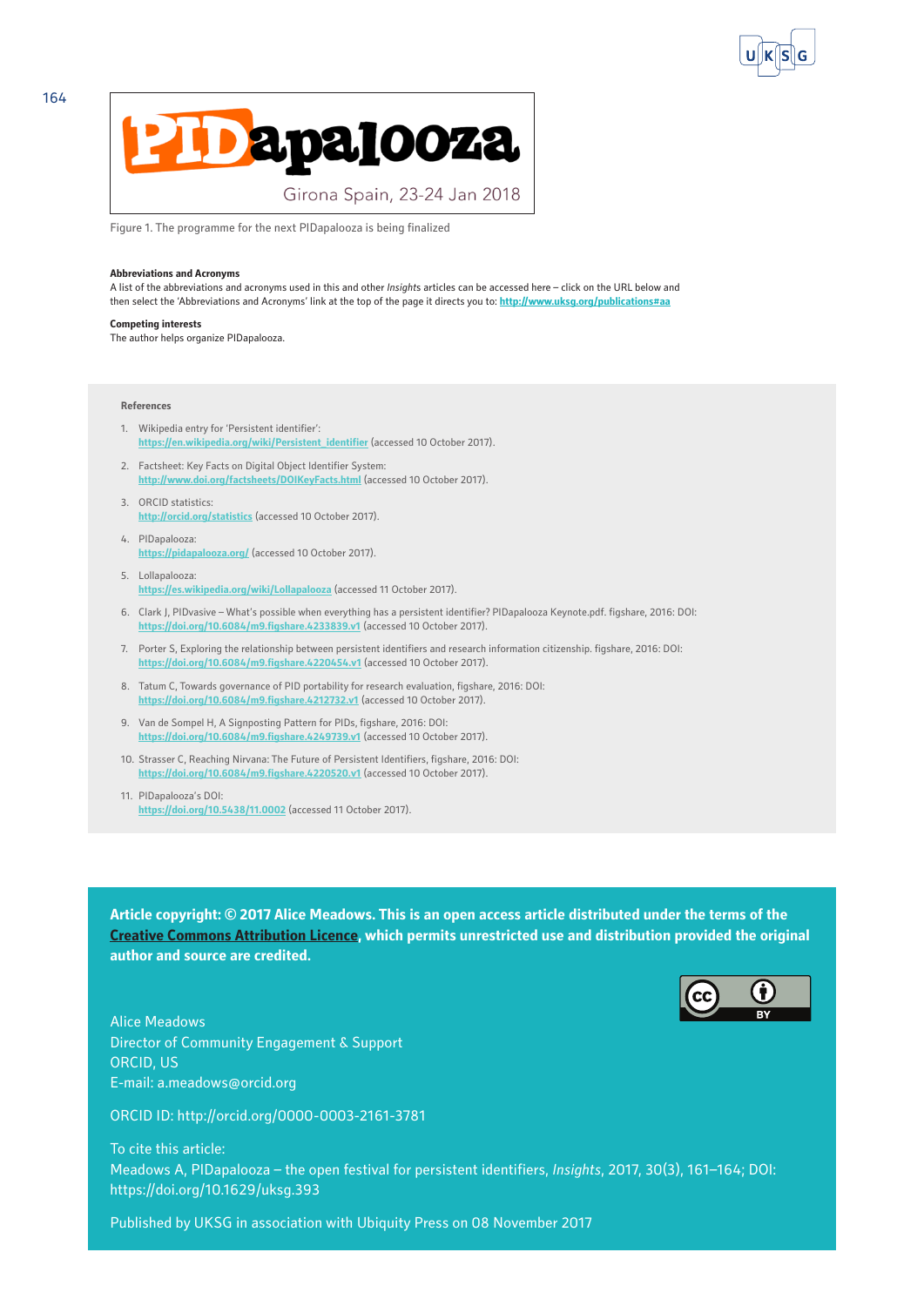Figure 1. The programme for the next PIDapalooza is being finalized

**Abbreviations and Acronyms**

A list of the abbreviations and acronyms used in this and other *Insights* articles can be accessed here – click on the URL below and then select the 'Abbreviations and Acronyms' link at the top of the page it directs you to: http://www.uksg.org/publications#aa

**Competing interests**

The author helps organize PIDapalooza.

**References**

1. Wikipedia entry for 'Persistent identifier': https://en.wikipedia.org/wiki/Persistent_identifier (accessed 10 October 2017).
2. Factsheet: Key Facts on Digital Object Identifier System: http://www.doi.org/factsheets/DOIKeyFacts.html (accessed 10 October 2017).
3. ORCID statistics: http://orcid.org/statistics (accessed 10 October 2017).
4. PIDapalooza: https://pidapalooza.org/ (accessed 10 October 2017).
5. Lollapalooza: https://es.wikipedia.org/wiki/Lollapalooza (accessed 11 October 2017).
6. Clark J, PIDvasive – What's possible when everything has a persistent identifier? PIDapalooza Keynote.pdf. figshare, 2016: DOI: https://doi.org/10.6084/m9.figshare.4233839.v1 (accessed 10 October 2017).
7. Porter S, Exploring the relationship between persistent identifiers and research information citizenship. figshare, 2016: DOI: https://doi.org/10.6084/m9.figshare.4220454.v1 (accessed 10 October 2017).
8. Tatum C, Towards governance of PID portability for research evaluation, figshare, 2016: DOI: https://doi.org/10.6084/m9.figshare.4212732.v1 (accessed 10 October 2017).
9. Van de Sompel H, A Signposting Pattern for PIDs, figshare, 2016: DOI: https://doi.org/10.6084/m9.figshare.4249739.v1 (accessed 10 October 2017).
10. Strasser C, Reaching Nirvana: The Future of Persistent Identifiers, figshare, 2016: DOI: https://doi.org/10.6084/m9.figshare.4220520.v1 (accessed 10 October 2017).
11. PIDapalooza's DOI: https://doi.org/10.5438/11.0002 (accessed 11 October 2017).

**Article copyright: © 2017 Alice Meadows. This is an open access article distributed under the terms of the Creative Commons Attribution Licence, which permits unrestricted use and distribution provided the original author and source are credited.**

Alice Meadows
Director of Community Engagement & Support
ORCID, US
E-mail: a.meadows@orcid.org

ORCID ID: http://orcid.org/0000-0003-2161-3781

To cite this article:
Meadows A, PIDapalooza – the open festival for persistent identifiers, *Insights*, 2017, 30(3), 161–164; DOI: https://doi.org/10.1629/uksg.393

Published by UKSG in association with Ubiquity Press on 08 November 2017